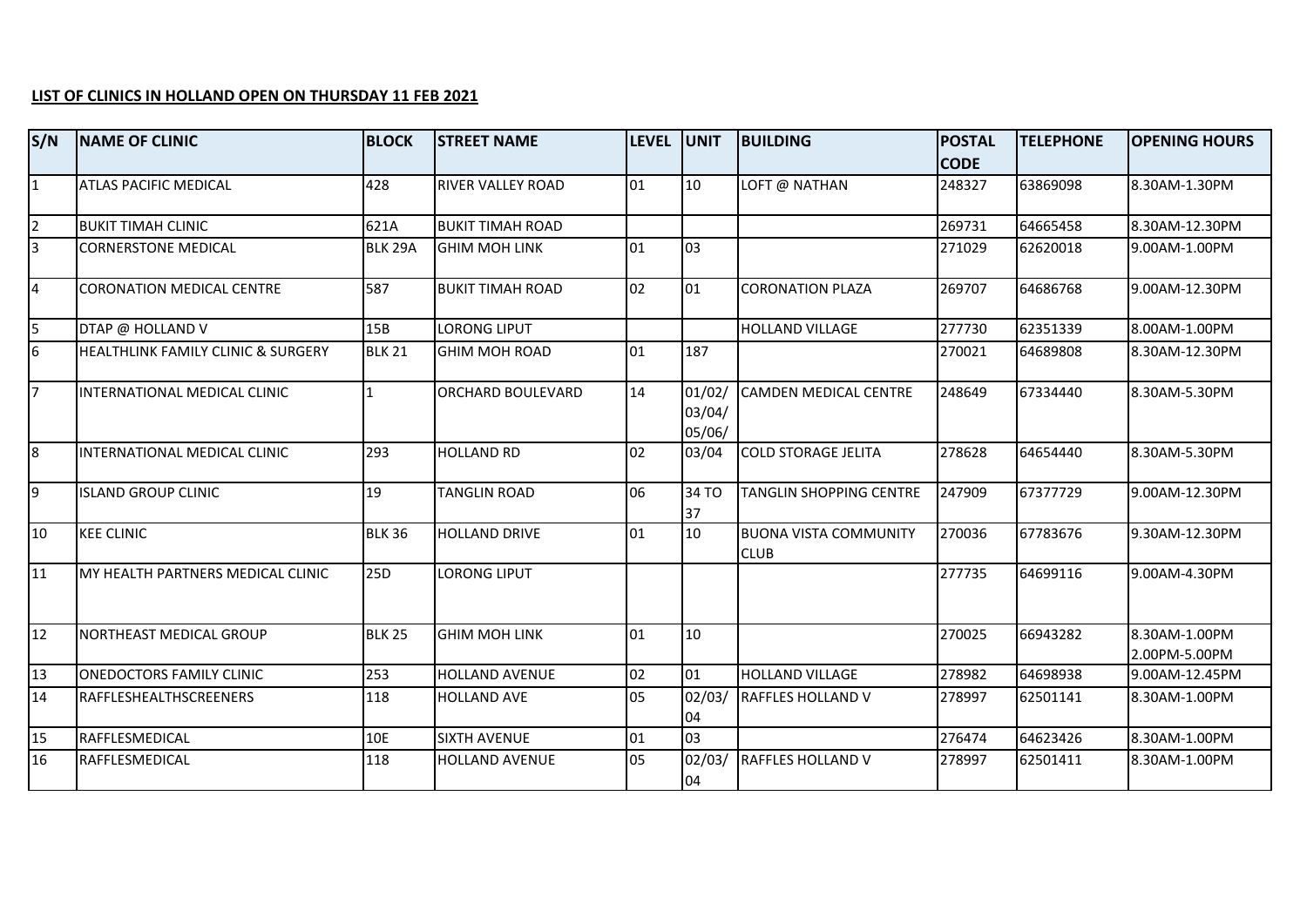**LIST OF CLINICS IN HOLLAND OPEN ON THURSDAY 11 FEB 2021**

| S/N | NAME OF CLINIC | BLOCK | STREET NAME | LEVEL | UNIT | BUILDING | POSTAL CODE | TELEPHONE | OPENING HOURS |
|---|---|---|---|---|---|---|---|---|---|
| 1 | ATLAS PACIFIC MEDICAL | 428 | RIVER VALLEY ROAD | 01 | 10 | LOFT @ NATHAN | 248327 | 63869098 | 8.30AM-1.30PM |
| 2 | BUKIT TIMAH CLINIC | 621A | BUKIT TIMAH ROAD | | | | 269731 | 64665458 | 8.30AM-12.30PM |
| 3 | CORNERSTONE MEDICAL | BLK 29A | GHIM MOH LINK | 01 | 03 | | 271029 | 62620018 | 9.00AM-1.00PM |
| 4 | CORONATION MEDICAL CENTRE | 587 | BUKIT TIMAH ROAD | 02 | 01 | CORONATION PLAZA | 269707 | 64686768 | 9.00AM-12.30PM |
| 5 | DTAP @ HOLLAND V | 15B | LORONG LIPUT | | | HOLLAND VILLAGE | 277730 | 62351339 | 8.00AM-1.00PM |
| 6 | HEALTHLINK FAMILY CLINIC & SURGERY | BLK 21 | GHIM MOH ROAD | 01 | 187 | | 270021 | 64689808 | 8.30AM-12.30PM |
| 7 | INTERNATIONAL MEDICAL CLINIC | 1 | ORCHARD BOULEVARD | 14 | 01/02/03/04/05/06/ | CAMDEN MEDICAL CENTRE | 248649 | 67334440 | 8.30AM-5.30PM |
| 8 | INTERNATIONAL MEDICAL CLINIC | 293 | HOLLAND RD | 02 | 03/04 | COLD STORAGE JELITA | 278628 | 64654440 | 8.30AM-5.30PM |
| 9 | ISLAND GROUP CLINIC | 19 | TANGLIN ROAD | 06 | 34 TO 37 | TANGLIN SHOPPING CENTRE | 247909 | 67377729 | 9.00AM-12.30PM |
| 10 | KEE CLINIC | BLK 36 | HOLLAND DRIVE | 01 | 10 | BUONA VISTA COMMUNITY CLUB | 270036 | 67783676 | 9.30AM-12.30PM |
| 11 | MY HEALTH PARTNERS MEDICAL CLINIC | 25D | LORONG LIPUT | | | | 277735 | 64699116 | 9.00AM-4.30PM |
| 12 | NORTHEAST MEDICAL GROUP | BLK 25 | GHIM MOH LINK | 01 | 10 | | 270025 | 66943282 | 8.30AM-1.00PM 2.00PM-5.00PM |
| 13 | ONEDOCTORS FAMILY CLINIC | 253 | HOLLAND AVENUE | 02 | 01 | HOLLAND VILLAGE | 278982 | 64698938 | 9.00AM-12.45PM |
| 14 | RAFFLESHEALTHSCREENERS | 118 | HOLLAND AVE | 05 | 02/03/04 | RAFFLES HOLLAND V | 278997 | 62501141 | 8.30AM-1.00PM |
| 15 | RAFFLESMEDICAL | 10E | SIXTH AVENUE | 01 | 03 | | 276474 | 64623426 | 8.30AM-1.00PM |
| 16 | RAFFLESMEDICAL | 118 | HOLLAND AVENUE | 05 | 02/03/04 | RAFFLES HOLLAND V | 278997 | 62501411 | 8.30AM-1.00PM |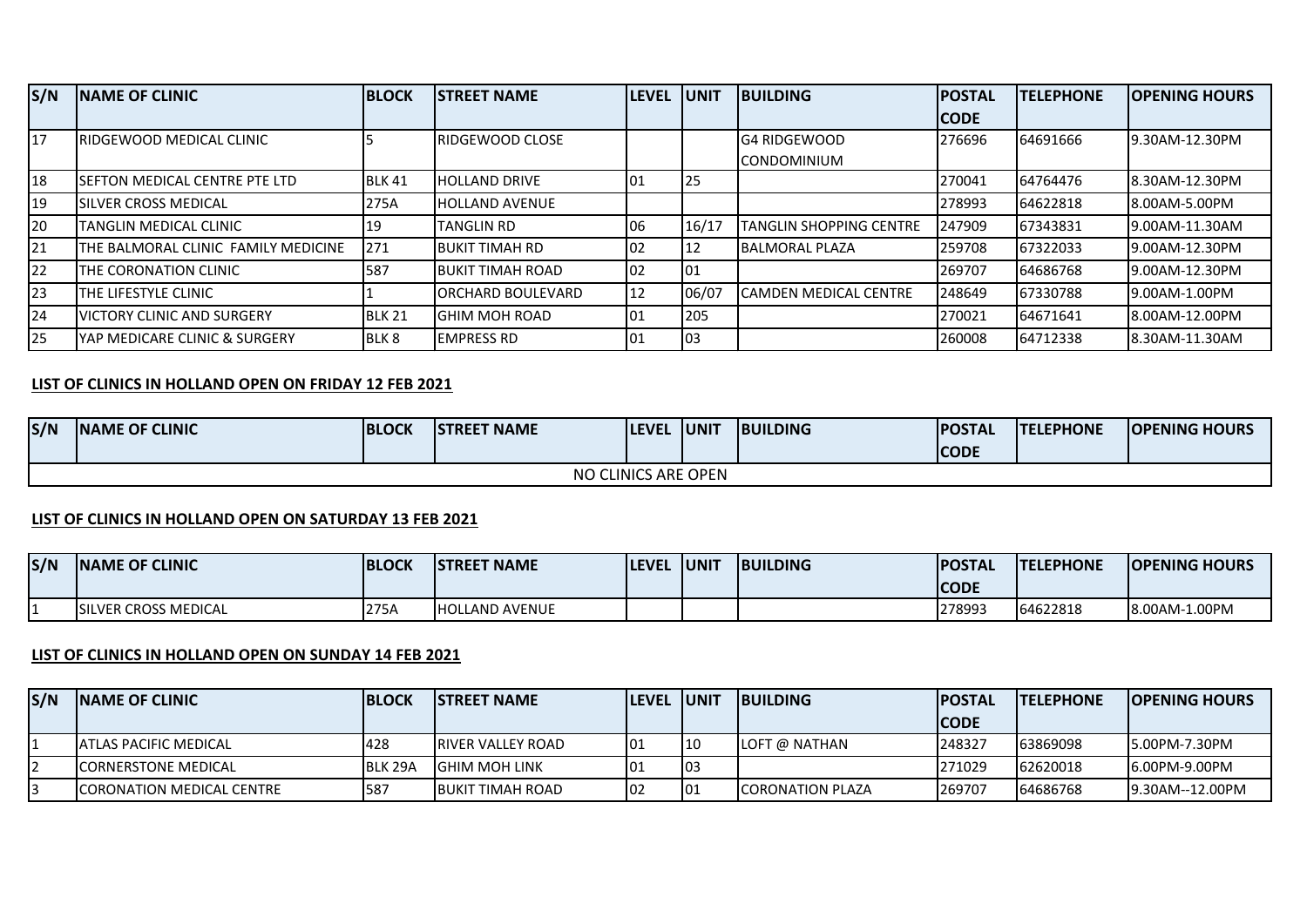| S/N | NAME OF CLINIC | BLOCK | STREET NAME | LEVEL | UNIT | BUILDING | POSTAL CODE | TELEPHONE | OPENING HOURS |
|---|---|---|---|---|---|---|---|---|---|
| 17 | RIDGEWOOD MEDICAL CLINIC | 5 | RIDGEWOOD CLOSE | | | G4 RIDGEWOOD CONDOMINIUM | 276696 | 64691666 | 9.30AM-12.30PM |
| 18 | SEFTON MEDICAL CENTRE PTE LTD | BLK 41 | HOLLAND DRIVE | 01 | 25 | | 270041 | 64764476 | 8.30AM-12.30PM |
| 19 | SILVER CROSS MEDICAL | 275A | HOLLAND AVENUE | | | | 278993 | 64622818 | 8.00AM-5.00PM |
| 20 | TANGLIN MEDICAL CLINIC | 19 | TANGLIN RD | 06 | 16/17 | TANGLIN SHOPPING CENTRE | 247909 | 67343831 | 9.00AM-11.30AM |
| 21 | THE BALMORAL CLINIC FAMILY MEDICINE | 271 | BUKIT TIMAH RD | 02 | 12 | BALMORAL PLAZA | 259708 | 67322033 | 9.00AM-12.30PM |
| 22 | THE CORONATION CLINIC | 587 | BUKIT TIMAH ROAD | 02 | 01 | | 269707 | 64686768 | 9.00AM-12.30PM |
| 23 | THE LIFESTYLE CLINIC | 1 | ORCHARD BOULEVARD | 12 | 06/07 | CAMDEN MEDICAL CENTRE | 248649 | 67330788 | 9.00AM-1.00PM |
| 24 | VICTORY CLINIC AND SURGERY | BLK 21 | GHIM MOH ROAD | 01 | 205 | | 270021 | 64671641 | 8.00AM-12.00PM |
| 25 | YAP MEDICARE CLINIC & SURGERY | BLK 8 | EMPRESS RD | 01 | 03 | | 260008 | 64712338 | 8.30AM-11.30AM |

**LIST OF CLINICS IN HOLLAND OPEN ON FRIDAY 12 FEB 2021**

| S/N | NAME OF CLINIC | BLOCK | STREET NAME | LEVEL | UNIT | BUILDING | POSTAL CODE | TELEPHONE | OPENING HOURS |
|---|---|---|---|---|---|---|---|---|---|
| NO CLINICS ARE OPEN | | | | | | | | | |

**LIST OF CLINICS IN HOLLAND OPEN ON SATURDAY 13 FEB 2021**

| S/N | NAME OF CLINIC | BLOCK | STREET NAME | LEVEL | UNIT | BUILDING | POSTAL CODE | TELEPHONE | OPENING HOURS |
|---|---|---|---|---|---|---|---|---|---|
| 1 | SILVER CROSS MEDICAL | 275A | HOLLAND AVENUE | | | | 278993 | 64622818 | 8.00AM-1.00PM |

**LIST OF CLINICS IN HOLLAND OPEN ON SUNDAY 14 FEB 2021**

| S/N | NAME OF CLINIC | BLOCK | STREET NAME | LEVEL | UNIT | BUILDING | POSTAL CODE | TELEPHONE | OPENING HOURS |
|---|---|---|---|---|---|---|---|---|---|
| 1 | ATLAS PACIFIC MEDICAL | 428 | RIVER VALLEY ROAD | 01 | 10 | LOFT @ NATHAN | 248327 | 63869098 | 5.00PM-7.30PM |
| 2 | CORNERSTONE MEDICAL | BLK 29A | GHIM MOH LINK | 01 | 03 | | 271029 | 62620018 | 6.00PM-9.00PM |
| 3 | CORONATION MEDICAL CENTRE | 587 | BUKIT TIMAH ROAD | 02 | 01 | CORONATION PLAZA | 269707 | 64686768 | 9.30AM--12.00PM |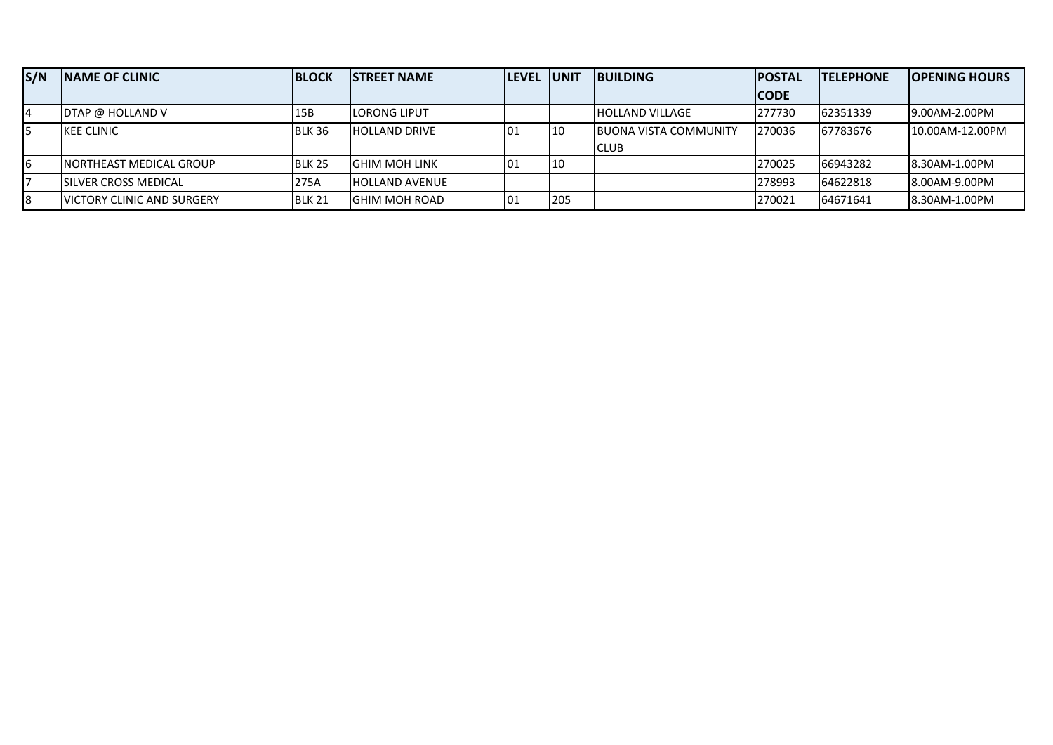| S/N | NAME OF CLINIC | BLOCK | STREET NAME | LEVEL | UNIT | BUILDING | POSTAL CODE | TELEPHONE | OPENING HOURS |
|---|---|---|---|---|---|---|---|---|---|
| 4 | DTAP @ HOLLAND V | 15B | LORONG LIPUT | | | HOLLAND VILLAGE | 277730 | 62351339 | 9.00AM-2.00PM |
| 5 | KEE CLINIC | BLK 36 | HOLLAND DRIVE | 01 | 10 | BUONA VISTA COMMUNITY CLUB | 270036 | 67783676 | 10.00AM-12.00PM |
| 6 | NORTHEAST MEDICAL GROUP | BLK 25 | GHIM MOH LINK | 01 | 10 | | 270025 | 66943282 | 8.30AM-1.00PM |
| 7 | SILVER CROSS MEDICAL | 275A | HOLLAND AVENUE | | | | 278993 | 64622818 | 8.00AM-9.00PM |
| 8 | VICTORY CLINIC AND SURGERY | BLK 21 | GHIM MOH ROAD | 01 | 205 | | 270021 | 64671641 | 8.30AM-1.00PM |